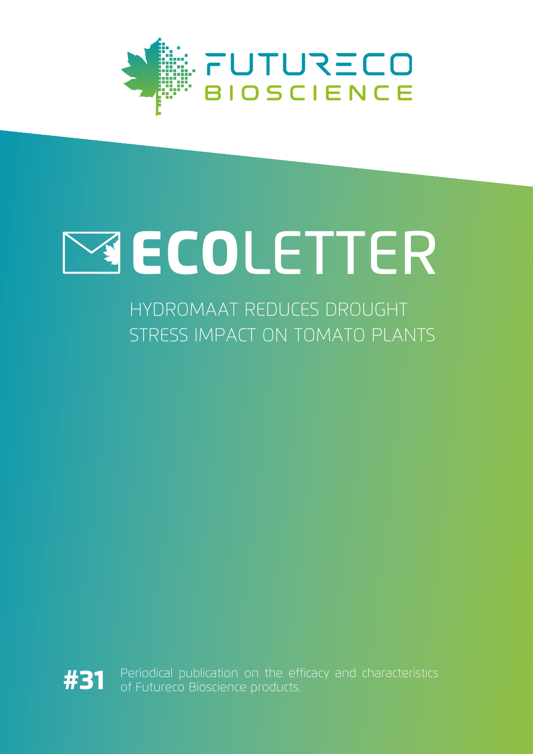FUTURECO BIOSCIENCE

# ECOLETTER

## HYDROMAAT REDUCES DROUGHT STRESS IMPACT ON TOMATO PLANTS

**#31** Periodical publication on the efficacy and characteristics of Futureco Bioscience products.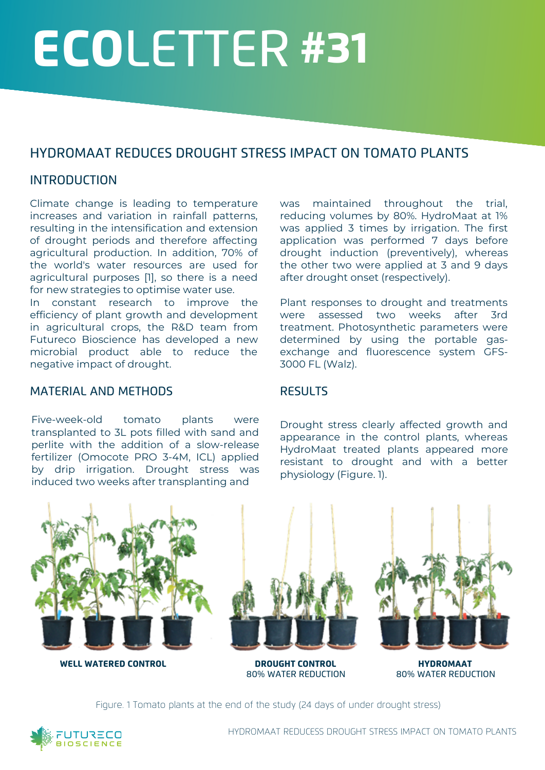# ECOLETTER #31

## HYDROMAAT REDUCES DROUGHT STRESS IMPACT ON TOMATO PLANTS

### INTRODUCTION

Climate change is leading to temperature increases and variation in rainfall patterns, resulting in the intensification and extension of drought periods and therefore affecting agricultural production. In addition, 70% of the world's water resources are used for agricultural purposes [1], so there is a need for new strategies to optimise water use.

In constant research to improve the efficiency of plant growth and development in agricultural crops, the R&D team from Futureco Bioscience has developed a new microbial product able to reduce the negative impact of drought.

### MATERIAL AND METHODS

Five-week-old tomato plants were transplanted to 3L pots filled with sand and perlite with the addition of a slow-release fertilizer (Omocote PRO 3-4M, ICL) applied by drip irrigation. Drought stress was induced two weeks after transplanting and was maintained throughout the trial, reducing volumes by 80%. HydroMaat at 1% was applied 3 times by irrigation. The first application was performed 7 days before drought induction (preventively), whereas the other two were applied at 3 and 9 days after drought onset (respectively).

Plant responses to drought and treatments were assessed two weeks after 3rd treatment. Photosynthetic parameters were determined by using the portable gas-exchange and fluorescence system GFS-3000 FL (Walz).

### RESULTS

Drought stress clearly affected growth and appearance in the control plants, whereas HydroMaat treated plants appeared more resistant to drought and with a better physiology (Figure. 1).

**WELL WATERED CONTROL**

**DROUGHT CONTROL**
80% WATER REDUCTION

**HYDROMAAT**
80% WATER REDUCTION

Figure. 1 Tomato plants at the end of the study (24 days of under drought stress)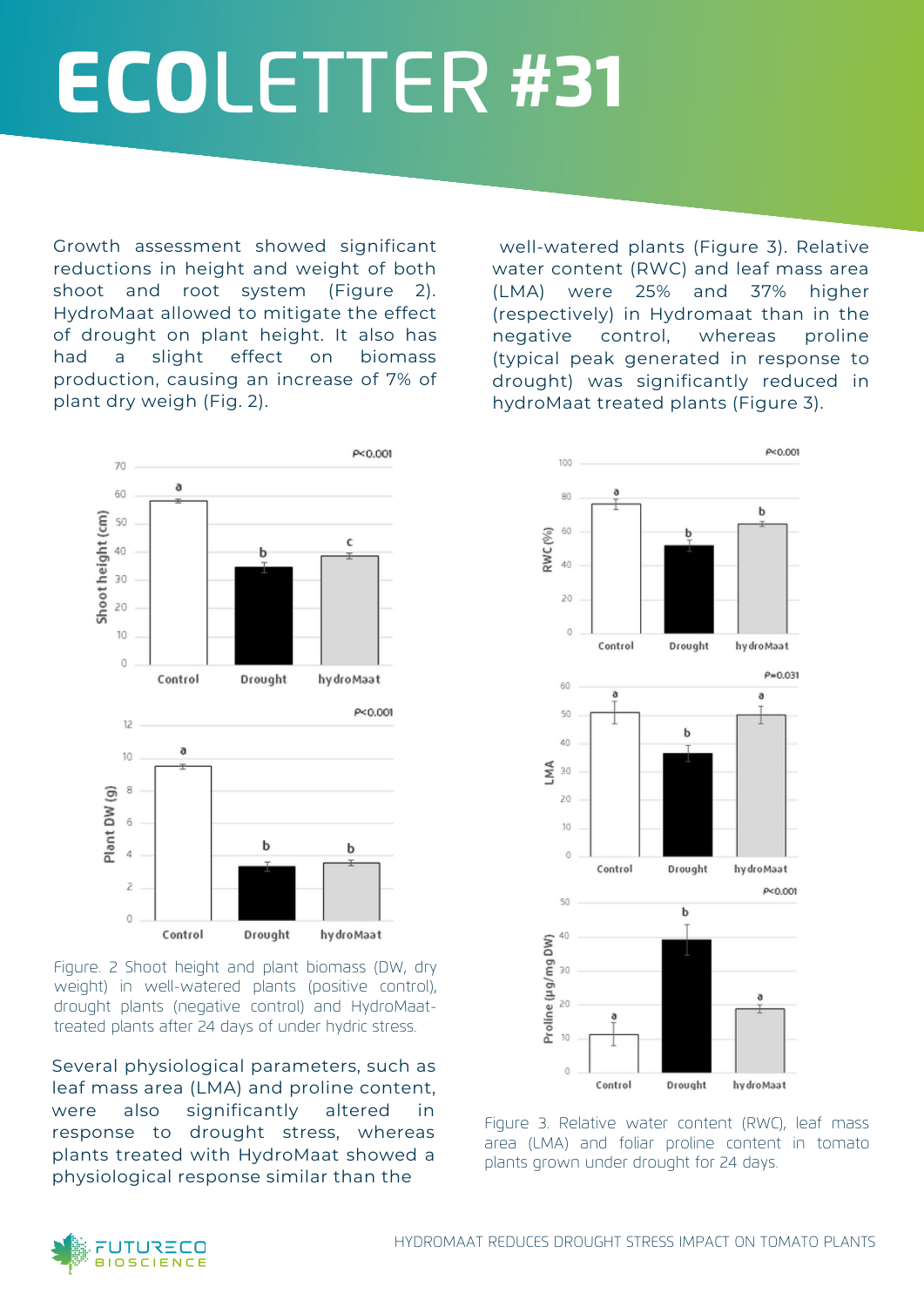# ECOLETTER #31

Growth assessment showed significant reductions in height and weight of both shoot and root system (Figure 2). HydroMaat allowed to mitigate the effect of drought on plant height. It also has had a slight effect on biomass production, causing an increase of 7% of plant dry weigh (Fig. 2).

Figure. 2 Shoot height and plant biomass (DW, dry weight) in well-watered plants (positive control), drought plants (negative control) and HydroMaat-treated plants after 24 days of under hydric stress.

Several physiological parameters, such as leaf mass area (LMA) and proline content, were also significantly altered in response to drought stress, whereas plants treated with HydroMaat showed a physiological response similar than the well-watered plants (Figure 3). Relative water content (RWC) and leaf mass area (LMA) were 25% and 37% higher (respectively) in Hydromaat than in the negative control, whereas proline (typical peak generated in response to drought) was significantly reduced in hydroMaat treated plants (Figure 3).

Figure 3. Relative water content (RWC), leaf mass area (LMA) and foliar proline content in tomato plants grown under drought for 24 days.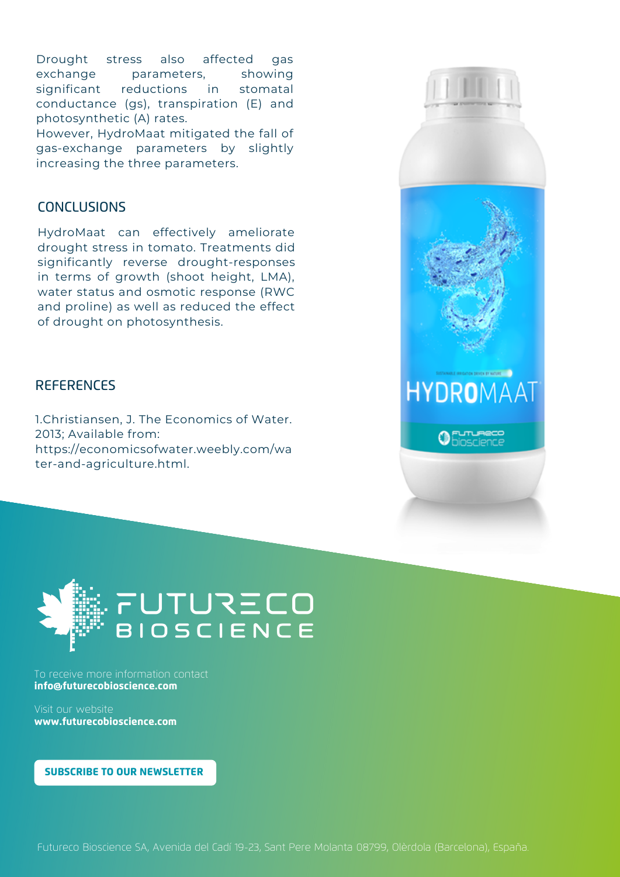Drought stress also affected gas exchange parameters, showing significant reductions in stomatal conductance (gs), transpiration (E) and photosynthetic (A) rates.

However, HydroMaat mitigated the fall of gas-exchange parameters by slightly increasing the three parameters.

## CONCLUSIONS

HydroMaat can effectively ameliorate drought stress in tomato. Treatments did significantly reverse drought-responses in terms of growth (shoot height, LMA), water status and osmotic response (RWC and proline) as well as reduced the effect of drought on photosynthesis.

## REFERENCES

1.Christiansen, J. The Economics of Water. 2013; Available from: https://economicsofwater.weebly.com/water-and-agriculture.html.

FUTURECO BIOSCIENCE

To receive more information contact
**info@futurecobioscience.com**

Visit our website
**www.futurecobioscience.com**

**SUBSCRIBE TO OUR NEWSLETTER**

Futureco Bioscience SA, Avenida del Cadí 19-23, Sant Pere Molanta 08799, Olèrdola (Barcelona), España.